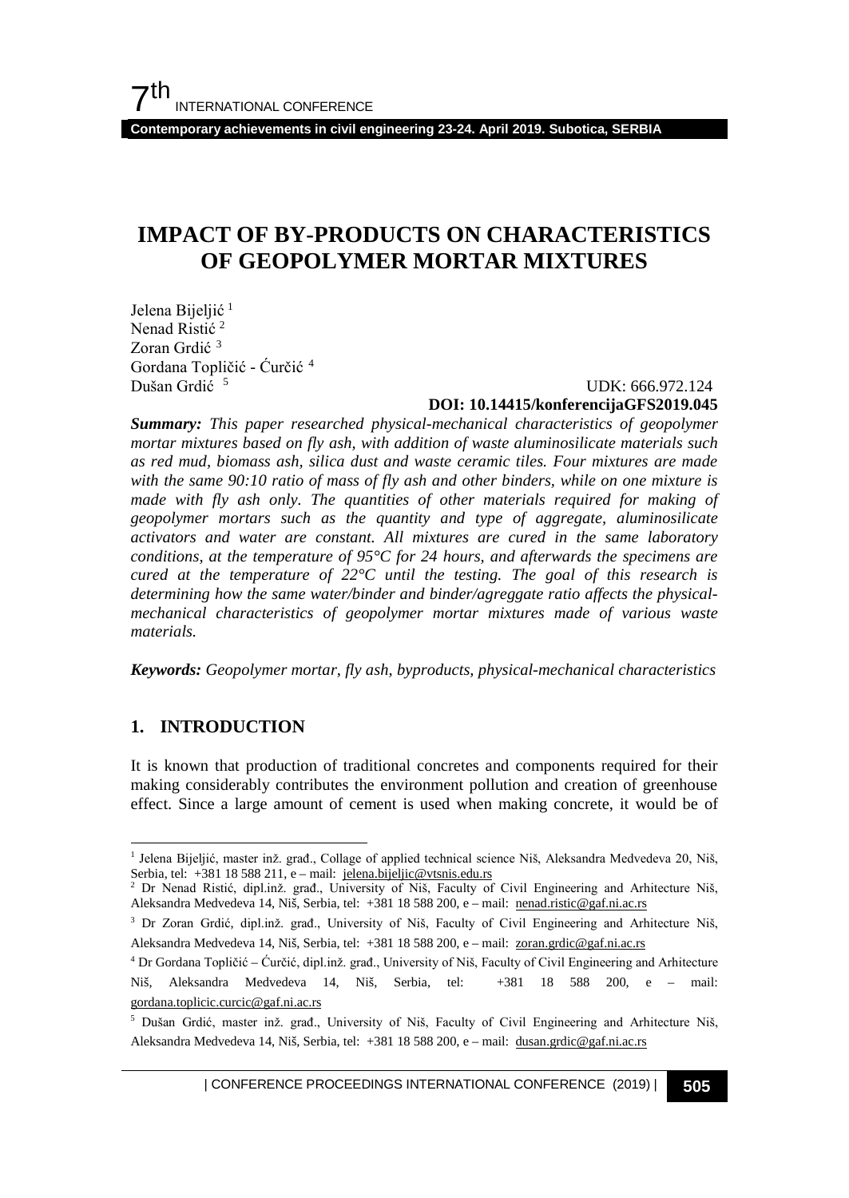# IMPACT OF BY-PRODUCTS ON CHARACTERISTICS OF GEOPOLYMER MORTAR MIXTURES

Jelena Bijeljić [1]
Nenad Ristić [2]
Zoran Grdić [3]
Gordana Topličić - Ćurčić [4]
Dušan Grdić [5]

UDK: 666.972.124
**DOI: 10.14415/konferencijaGFS2019.045**

***Summary:*** *This paper researched physical-mechanical characteristics of geopolymer mortar mixtures based on fly ash, with addition of waste aluminosilicate materials such as red mud, biomass ash, silica dust and waste ceramic tiles. Four mixtures are made with the same 90:10 ratio of mass of fly ash and other binders, while on one mixture is made with fly ash only. The quantities of other materials required for making of geopolymer mortars such as the quantity and type of aggregate, aluminosilicate activators and water are constant. All mixtures are cured in the same laboratory conditions, at the temperature of 95°C for 24 hours, and afterwards the specimens are cured at the temperature of 22°C until the testing. The goal of this research is determining how the same water/binder and binder/agreggate ratio affects the physical-mechanical characteristics of geopolymer mortar mixtures made of various waste materials.*

***Keywords:*** *Geopolymer mortar, fly ash, byproducts, physical-mechanical characteristics*

## 1. INTRODUCTION

It is known that production of traditional concretes and components required for their making considerably contributes the environment pollution and creation of greenhouse effect. Since a large amount of cement is used when making concrete, it would be of

---

[1] Jelena Bijeljić, master inž. građ., Collage of applied technical science Niš, Aleksandra Medvedeva 20, Niš, Serbia, tel: +381 18 588 211, e – mail: jelena.bijeljic@vtsnis.edu.rs

[2] Dr Nenad Ristić, dipl.inž. građ., University of Niš, Faculty of Civil Engineering and Arhitecture Niš, Aleksandra Medvedeva 14, Niš, Serbia, tel: +381 18 588 200, e – mail: nenad.ristic@gaf.ni.ac.rs

[3] Dr Zoran Grdić, dipl.inž. građ., University of Niš, Faculty of Civil Engineering and Arhitecture Niš, Aleksandra Medvedeva 14, Niš, Serbia, tel: +381 18 588 200, e – mail: zoran.grdic@gaf.ni.ac.rs

[4] Dr Gordana Topličić – Ćurčić, dipl.inž. građ., University of Niš, Faculty of Civil Engineering and Arhitecture Niš, Aleksandra Medvedeva 14, Niš, Serbia, tel: +381 18 588 200, e – mail: gordana.toplicic.curcic@gaf.ni.ac.rs

[5] Dušan Grdić, master inž. građ., University of Niš, Faculty of Civil Engineering and Arhitecture Niš, Aleksandra Medvedeva 14, Niš, Serbia, tel: +381 18 588 200, e – mail: dusan.grdic@gaf.ni.ac.rs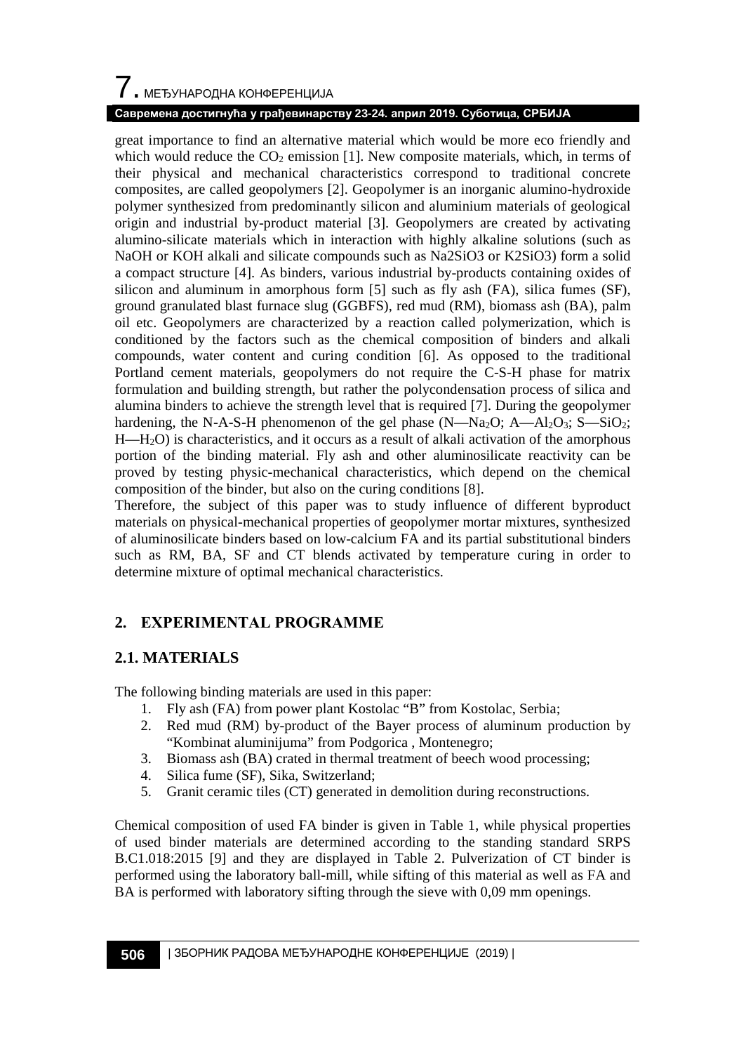great importance to find an alternative material which would be more eco friendly and which would reduce the $CO_2$ emission [1]. New composite materials, which, in terms of their physical and mechanical characteristics correspond to traditional concrete composites, are called geopolymers [2]. Geopolymer is an inorganic alumino-hydroxide polymer synthesized from predominantly silicon and aluminium materials of geological origin and industrial by-product material [3]. Geopolymers are created by activating alumino-silicate materials which in interaction with highly alkaline solutions (such as NaOH or KOH alkali and silicate compounds such as Na2SiO3 or K2SiO3) form a solid a compact structure [4]. As binders, various industrial by-products containing oxides of silicon and aluminum in amorphous form [5] such as fly ash (FA), silica fumes (SF), ground granulated blast furnace slug (GGBFS), red mud (RM), biomass ash (BA), palm oil etc. Geopolymers are characterized by a reaction called polymerization, which is conditioned by the factors such as the chemical composition of binders and alkali compounds, water content and curing condition [6]. As opposed to the traditional Portland cement materials, geopolymers do not require the C-S-H phase for matrix formulation and building strength, but rather the polycondensation process of silica and alumina binders to achieve the strength level that is required [7]. During the geopolymer hardening, the N-A-S-H phenomenon of the gel phase (N—$Na_2O$; A—$Al_2O_3$; S—$SiO_2$; H—$H_2O$) is characteristics, and it occurs as a result of other alkali activation of the amorphous portion of the binding material. Fly ash and other aluminosilicate reactivity can be proved by testing physic-mechanical characteristics, which depend on the chemical composition of the binder, but also on the curing conditions [8].

Therefore, the subject of this paper was to study influence of different byproduct materials on physical-mechanical properties of geopolymer mortar mixtures, synthesized of aluminosilicate binders based on low-calcium FA and its partial substitutional binders such as RM, BA, SF and CT blends activated by temperature curing in order to determine mixture of optimal mechanical characteristics.

## 2. EXPERIMENTAL PROGRAMME

### 2.1. MATERIALS

The following binding materials are used in this paper:

1. Fly ash (FA) from power plant Kostolac "B" from Kostolac, Serbia;
2. Red mud (RM) by-product of the Bayer process of aluminum production by "Kombinat aluminijuma" from Podgorica , Montenegro;
3. Biomass ash (BA) crated in thermal treatment of beech wood processing;
4. Silica fume (SF), Sika, Switzerland;
5. Granit ceramic tiles (CT) generated in demolition during reconstructions.

Chemical composition of used FA binder is given in Table 1, while physical properties of used binder materials are determined according to the standing standard SRPS B.C1.018:2015 [9] and they are displayed in Table 2. Pulverization of CT binder is performed using the laboratory ball-mill, while sifting of this material as well as FA and BA is performed with laboratory sifting through the sieve with 0,09 mm openings.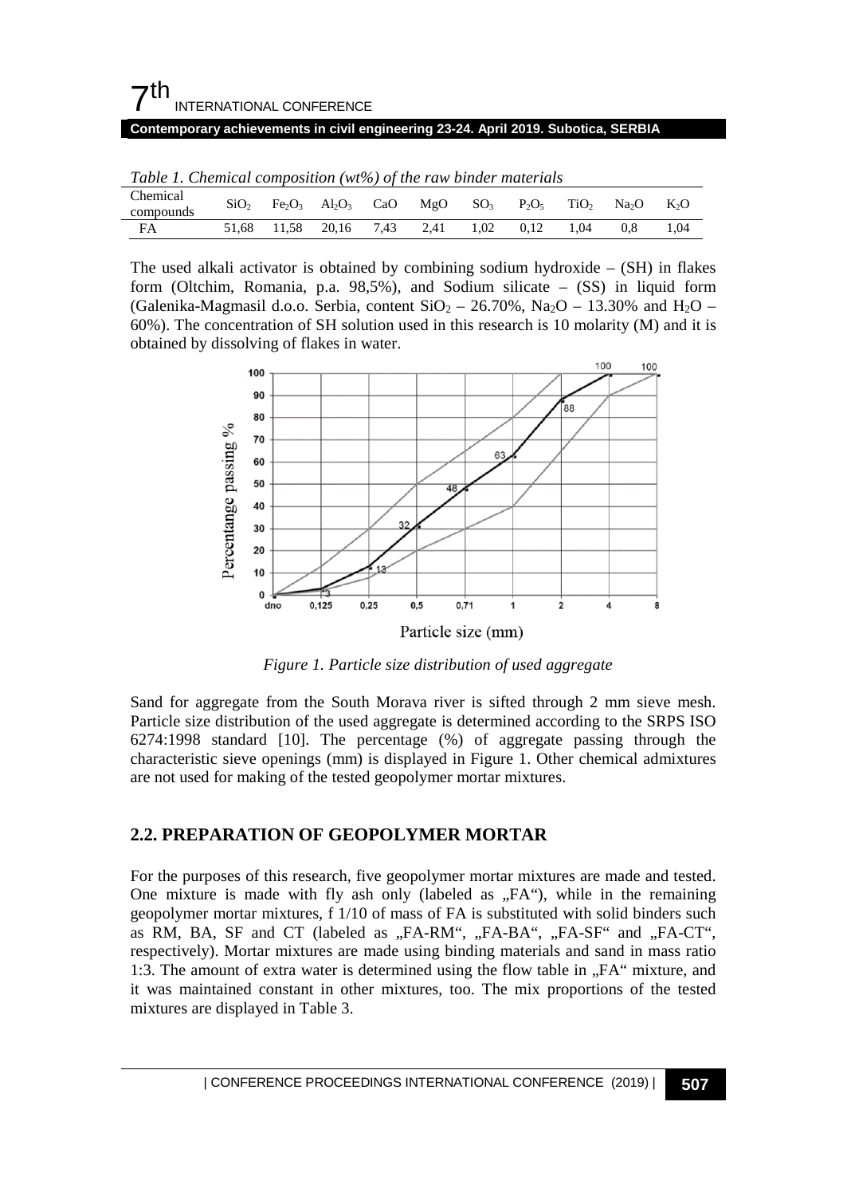*Table 1. Chemical composition (wt%) of the raw binder materials*

| Chemical compounds | $SiO_2$ | $Fe_2O_3$ | $Al_2O_3$ | CaO | MgO | $SO_3$ | $P_2O_5$ | $TiO_2$ | $Na_2O$ | $K_2O$ |
|---|---|---|---|---|---|---|---|---|---|---|
| FA | 51,68 | 11,58 | 20,16 | 7,43 | 2,41 | 1,02 | 0,12 | 1,04 | 0,8 | 1,04 |

The used alkali activator is obtained by combining sodium hydroxide – (SH) in flakes form (Oltchim, Romania, p.a. 98,5%), and Sodium silicate – (SS) in liquid form (Galenika-Magmasil d.o.o. Serbia, content $SiO_2$ – 26.70%, $Na_2O$ – 13.30% and $H_2O$ – 60%). The concentration of SH solution used in this research is 10 molarity (M) and it is obtained by dissolving of flakes in water.

*Figure 1. Particle size distribution of used aggregate*

Sand for aggregate from the South Morava river is sifted through 2 mm sieve mesh. Particle size distribution of the used aggregate is determined according to the SRPS ISO 6274:1998 standard [10]. The percentage (%) of aggregate passing through the characteristic sieve openings (mm) is displayed in Figure 1. Other chemical admixtures are not used for making of the tested geopolymer mortar mixtures.

## 2.2. PREPARATION OF GEOPOLYMER MORTAR

For the purposes of this research, five geopolymer mortar mixtures are made and tested. One mixture is made with fly ash only (labeled as „FA"), while in the remaining geopolymer mortar mixtures, f 1/10 of mass of FA is substituted with solid binders such as RM, BA, SF and CT (labeled as „FA-RM", „FA-BA", „FA-SF" and „FA-CT", respectively). Mortar mixtures are made using binding materials and sand in mass ratio 1:3. The amount of extra water is determined using the flow table in „FA" mixture, and it was maintained constant in other mixtures, too. The mix proportions of the tested mixtures are displayed in Table 3.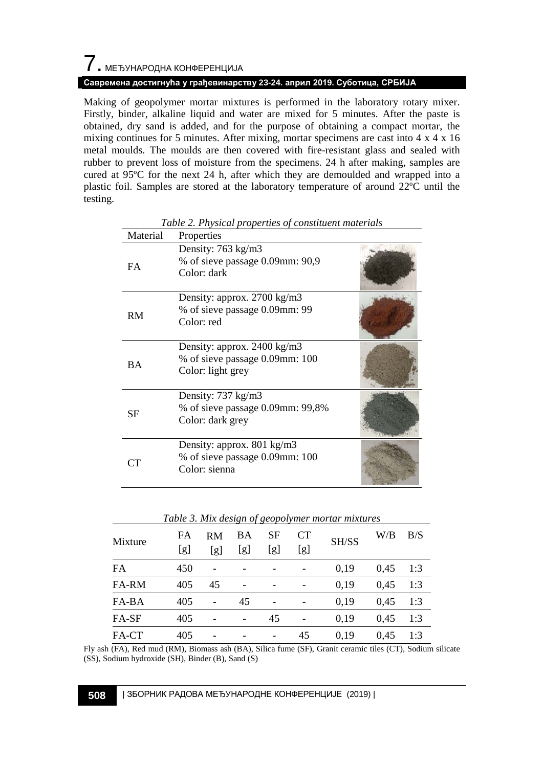Making of geopolymer mortar mixtures is performed in the laboratory rotary mixer. Firstly, binder, alkaline liquid and water are mixed for 5 minutes. After the paste is obtained, dry sand is added, and for the purpose of obtaining a compact mortar, the mixing continues for 5 minutes. After mixing, mortar specimens are cast into 4 x 4 x 16 metal moulds. The moulds are then covered with fire-resistant glass and sealed with rubber to prevent loss of moisture from the specimens. 24 h after making, samples are cured at 95ºC for the next 24 h, after which they are demoulded and wrapped into a plastic foil. Samples are stored at the laboratory temperature of around 22ºC until the testing.

*Table 2. Physical properties of constituent materials*

| Material | Properties |
|---|---|
| FA | Density: 763 kg/m3<br>% of sieve passage 0.09mm: 90,9<br>Color: dark |
| RM | Density: approx. 2700 kg/m3<br>% of sieve passage 0.09mm: 99<br>Color: red |
| BA | Density: approx. 2400 kg/m3<br>% of sieve passage 0.09mm: 100<br>Color: light grey |
| SF | Density: 737 kg/m3<br>% of sieve passage 0.09mm: 99,8%<br>Color: dark grey |
| CT | Density: approx. 801 kg/m3<br>% of sieve passage 0.09mm: 100<br>Color: sienna |

*Table 3. Mix design of geopolymer mortar mixtures*

| Mixture | FA [g] | RM [g] | BA [g] | SF [g] | CT [g] | SH/SS | W/B | B/S |
|---|---|---|---|---|---|---|---|---|
| FA | 450 | - | - | - | - | 0,19 | 0,45 | 1:3 |
| FA-RM | 405 | 45 | - | - | - | 0,19 | 0,45 | 1:3 |
| FA-BA | 405 | - | 45 | - | - | 0,19 | 0,45 | 1:3 |
| FA-SF | 405 | - | - | 45 | - | 0,19 | 0,45 | 1:3 |
| FA-CT | 405 | - | - | - | 45 | 0,19 | 0,45 | 1:3 |

Fly ash (FA), Red mud (RM), Biomass ash (BA), Silica fume (SF), Granit ceramic tiles (CT), Sodium silicate (SS), Sodium hydroxide (SH), Binder (B), Sand (S)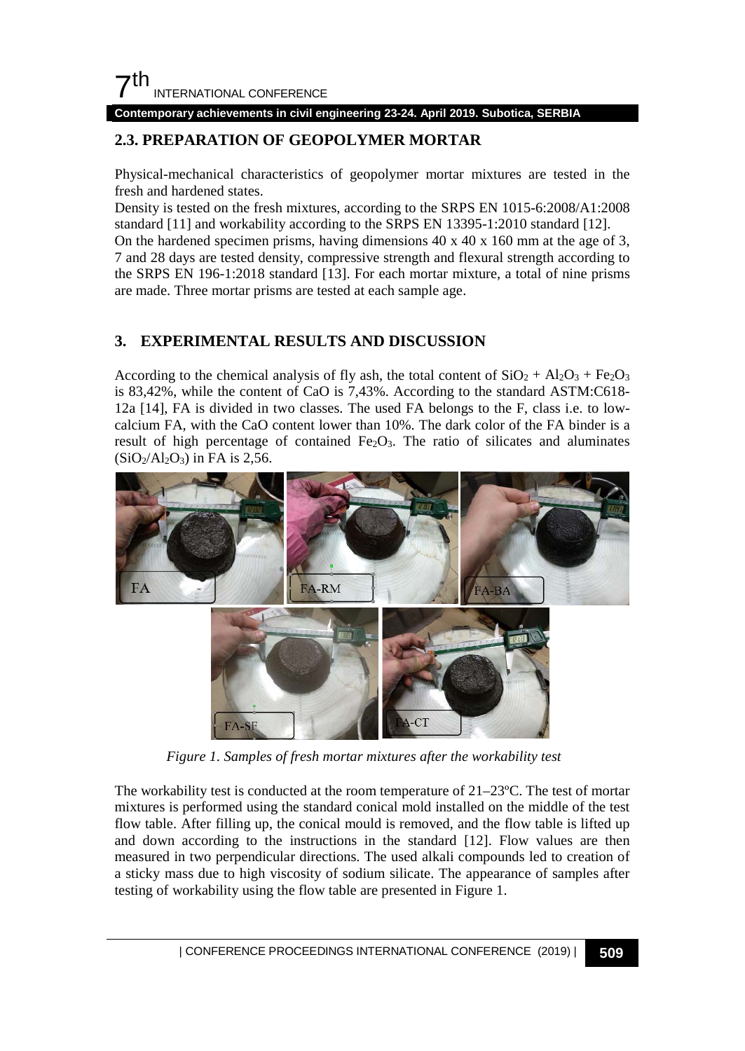## 2.3. PREPARATION OF GEOPOLYMER MORTAR

Physical-mechanical characteristics of geopolymer mortar mixtures are tested in the fresh and hardened states.

Density is tested on the fresh mixtures, according to the SRPS EN 1015-6:2008/A1:2008 standard [11] and workability according to the SRPS EN 13395-1:2010 standard [12]. On the hardened specimen prisms, having dimensions 40 x 40 x 160 mm at the age of 3, 7 and 28 days are tested density, compressive strength and flexural strength according to the SRPS EN 196-1:2018 standard [13]. For each mortar mixture, a total of nine prisms are made. Three mortar prisms are tested at each sample age.

# 3. EXPERIMENTAL RESULTS AND DISCUSSION

According to the chemical analysis of fly ash, the total content of $SiO_2 + Al_2O_3 + Fe_2O_3$ is 83,42%, while the content of CaO is 7,43%. According to the standard ASTM:C618-12a [14], FA is divided in two classes. The used FA belongs to the F, class i.e. to low-calcium FA, with the CaO content lower than 10%. The dark color of the FA binder is a result of high percentage of contained $Fe_2O_3$. The ratio of silicates and aluminates ($SiO_2/Al_2O_3$) in FA is 2,56.

*Figure 1. Samples of fresh mortar mixtures after the workability test*

The workability test is conducted at the room temperature of 21–23ºC. The test of mortar mixtures is performed using the standard conical mold installed on the middle of the test flow table. After filling up, the conical mould is removed, and the flow table is lifted up and down according to the instructions in the standard [12]. Flow values are then measured in two perpendicular directions. The used alkali compounds led to creation of a sticky mass due to high viscosity of sodium silicate. The appearance of samples after testing of workability using the flow table are presented in Figure 1.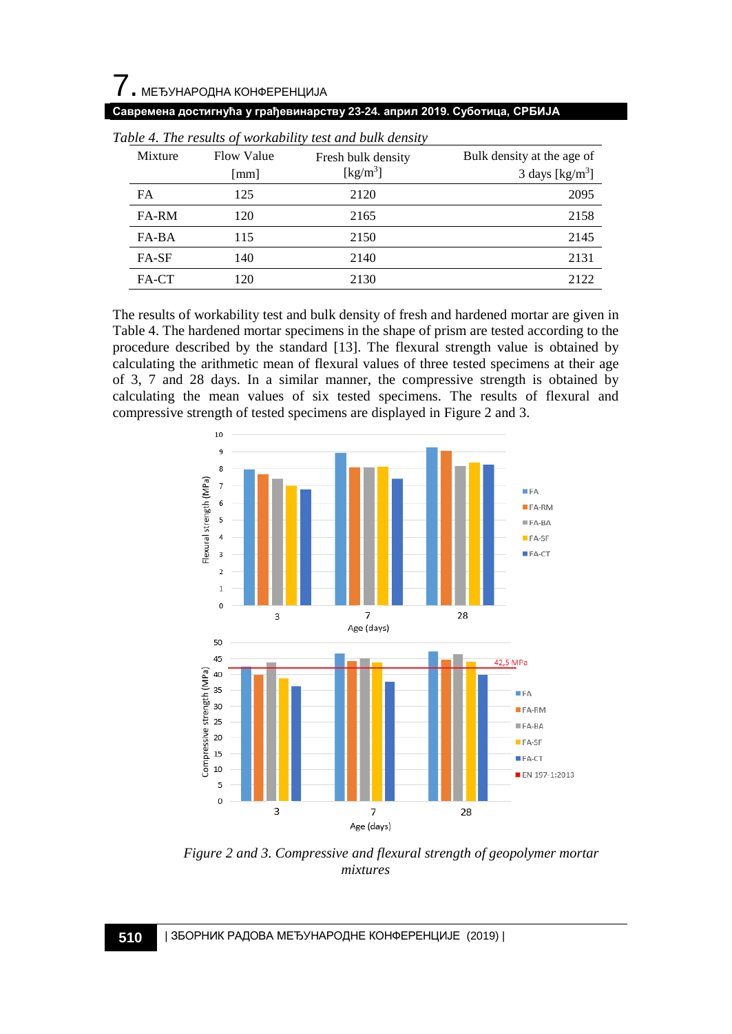*Table 4. The results of workability test and bulk density*

| Mixture | Flow Value [mm] | Fresh bulk density [kg/m$^3$] | Bulk density at the age of 3 days [kg/m$^3$] |
|---|---|---|---|
| FA | 125 | 2120 | 2095 |
| FA-RM | 120 | 2165 | 2158 |
| FA-BA | 115 | 2150 | 2145 |
| FA-SF | 140 | 2140 | 2131 |
| FA-CT | 120 | 2130 | 2122 |

The results of workability test and bulk density of fresh and hardened mortar are given in Table 4. The hardened mortar specimens in the shape of prism are tested according to the procedure described by the standard [13]. The flexural strength value is obtained by calculating the arithmetic mean of flexural values of three tested specimens at their age of 3, 7 and 28 days. In a similar manner, the compressive strength is obtained by calculating the mean values of six tested specimens. The results of flexural and compressive strength of tested specimens are displayed in Figure 2 and 3.

*Figure 2 and 3. Compressive and flexural strength of geopolymer mortar mixtures*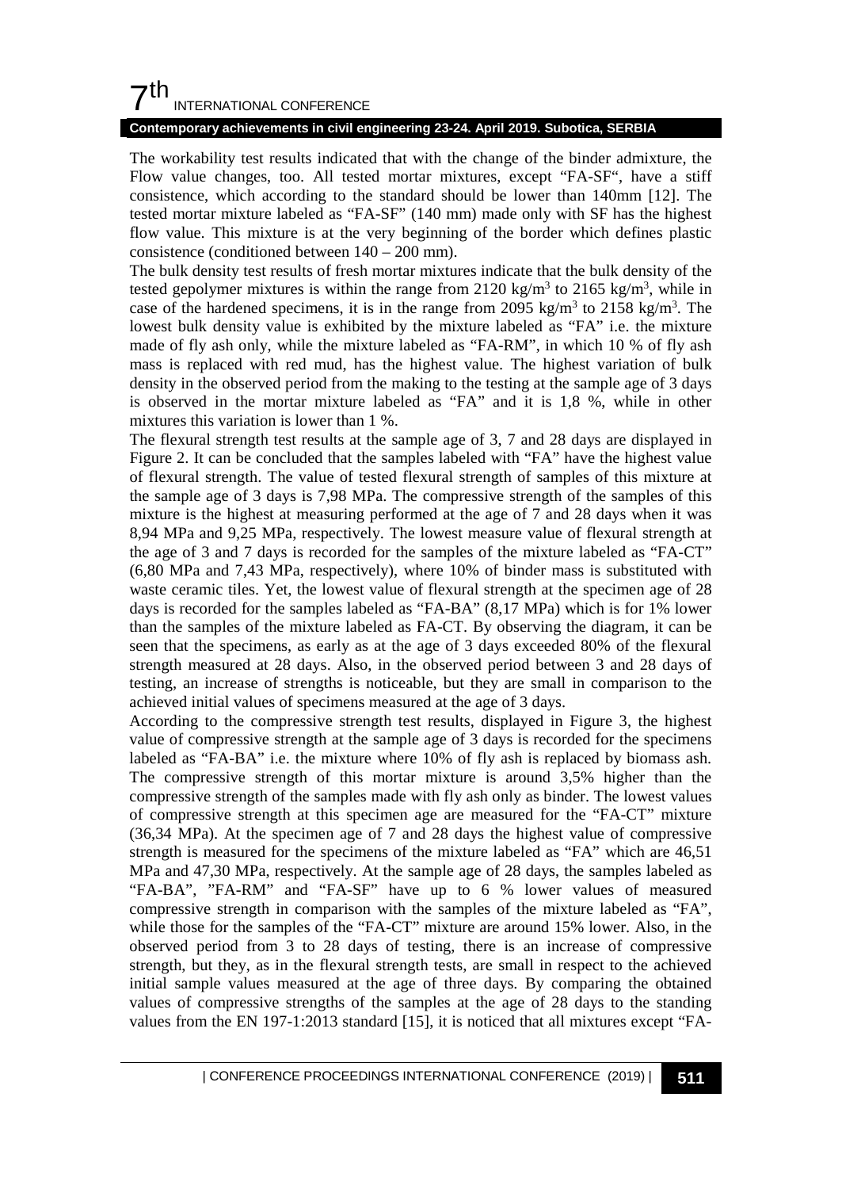The workability test results indicated that with the change of the binder admixture, the Flow value changes, too. All tested mortar mixtures, except "FA-SF", have a stiff consistence, which according to the standard should be lower than 140mm [12]. The tested mortar mixture labeled as "FA-SF" (140 mm) made only with SF has the highest flow value. This mixture is at the very beginning of the border which defines plastic consistence (conditioned between 140 – 200 mm).

The bulk density test results of fresh mortar mixtures indicate that the bulk density of the tested gepolymer mixtures is within the range from 2120 kg/m$^3$ to 2165 kg/m$^3$, while in case of the hardened specimens, it is in the range from 2095 kg/m$^3$ to 2158 kg/m$^3$. The lowest bulk density value is exhibited by the mixture labeled as "FA" i.e. the mixture made of fly ash only, while the mixture labeled as "FA-RM", in which 10 % of fly ash mass is replaced with red mud, has the highest value. The highest variation of bulk density in the observed period from the making to the testing at the sample age of 3 days is observed in the mortar mixture labeled as "FA" and it is 1,8 %, while in other mixtures this variation is lower than 1 %.

The flexural strength test results at the sample age of 3, 7 and 28 days are displayed in Figure 2. It can be concluded that the samples labeled with "FA" have the highest value of flexural strength. The value of tested flexural strength of samples of this mixture at the sample age of 3 days is 7,98 MPa. The compressive strength of the samples of this mixture is the highest at measuring performed at the age of 7 and 28 days when it was 8,94 MPa and 9,25 MPa, respectively. The lowest measure value of flexural strength at the age of 3 and 7 days is recorded for the samples of the mixture labeled as "FA-CT" (6,80 MPa and 7,43 MPa, respectively), where 10% of binder mass is substituted with waste ceramic tiles. Yet, the lowest value of flexural strength at the specimen age of 28 days is recorded for the samples labeled as "FA-BA" (8,17 MPa) which is for 1% lower than the samples of the mixture labeled as FA-CT. By observing the diagram, it can be seen that the specimens, as early as at the age of 3 days exceeded 80% of the flexural strength measured at 28 days. Also, in the observed period between 3 and 28 days of testing, an increase of strengths is noticeable, but they are small in comparison to the achieved initial values of specimens measured at the age of 3 days.

According to the compressive strength test results, displayed in Figure 3, the highest value of compressive strength at the sample age of 3 days is recorded for the specimens labeled as "FA-BA" i.e. the mixture where 10% of fly ash is replaced by biomass ash. The compressive strength of this mortar mixture is around 3,5% higher than the compressive strength of the samples made with fly ash only as binder. The lowest values of compressive strength at this specimen age are measured for the "FA-CT" mixture (36,34 MPa). At the specimen age of 7 and 28 days the highest value of compressive strength is measured for the specimens of the mixture labeled as "FA" which are 46,51 MPa and 47,30 MPa, respectively. At the sample age of 28 days, the samples labeled as "FA-BA", "FA-RM" and "FA-SF" have up to 6 % lower values of measured compressive strength in comparison with the samples of the mixture labeled as "FA", while those for the samples of the "FA-CT" mixture are around 15% lower. Also, in the observed period from 3 to 28 days of testing, there is an increase of compressive strength, but they, as in the flexural strength tests, are small in respect to the achieved initial sample values measured at the age of three days. By comparing the obtained values of compressive strengths of the samples at the age of 28 days to the standing values from the EN 197-1:2013 standard [15], it is noticed that all mixtures except "FA-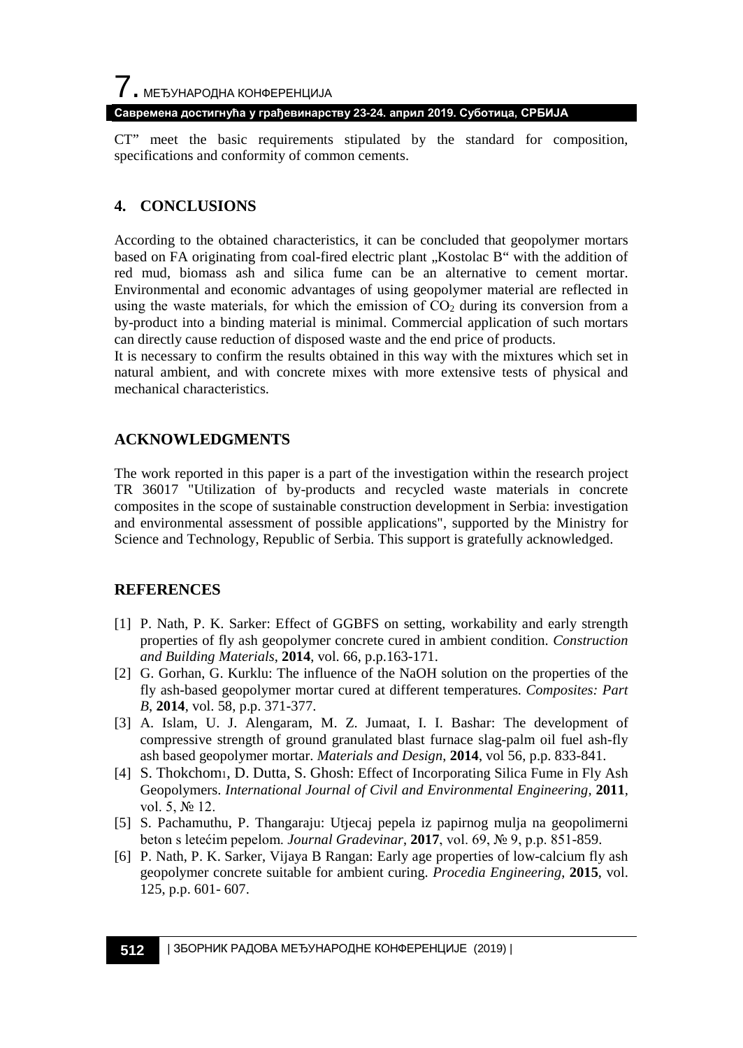CT" meet the basic requirements stipulated by the standard for composition, specifications and conformity of common cements.

## 4. CONCLUSIONS

According to the obtained characteristics, it can be concluded that geopolymer mortars based on FA originating from coal-fired electric plant „Kostolac B" with the addition of red mud, biomass ash and silica fume can be an alternative to cement mortar. Environmental and economic advantages of using geopolymer material are reflected in using the waste materials, for which the emission of $CO_2$ during its conversion from a by-product into a binding material is minimal. Commercial application of such mortars can directly cause reduction of disposed waste and the end price of products.
It is necessary to confirm the results obtained in this way with the mixtures which set in natural ambient, and with concrete mixes with more extensive tests of physical and mechanical characteristics.

## ACKNOWLEDGMENTS

The work reported in this paper is a part of the investigation within the research project TR 36017 "Utilization of by-products and recycled waste materials in concrete composites in the scope of sustainable construction development in Serbia: investigation and environmental assessment of possible applications", supported by the Ministry for Science and Technology, Republic of Serbia. This support is gratefully acknowledged.

## REFERENCES

[1] P. Nath, P. K. Sarker: Effect of GGBFS on setting, workability and early strength properties of fly ash geopolymer concrete cured in ambient condition. *Construction and Building Materials*, **2014**, vol. 66, p.p.163-171.

[2] G. Gorhan, G. Kurklu: The influence of the NaOH solution on the properties of the fly ash-based geopolymer mortar cured at different temperatures. *Composites: Part B*, **2014**, vol. 58, p.p. 371-377.

[3] A. Islam, U. J. Alengaram, M. Z. Jumaat, I. I. Bashar: The development of compressive strength of ground granulated blast furnace slag-palm oil fuel ash-fly ash based geopolymer mortar. *Materials and Design*, **2014**, vol 56, p.p. 833-841.

[4] S. Thokchom1, D. Dutta, S. Ghosh: Effect of Incorporating Silica Fume in Fly Ash Geopolymers. *International Journal of Civil and Environmental Engineering*, **2011**, vol. 5, № 12.

[5] S. Pachamuthu, P. Thangaraju: Utjecaj pepela iz papirnog mulja na geopolimerni beton s letećim pepelom. *Journal Gradevinar*, **2017**, vol. 69, № 9, p.p. 851-859.

[6] P. Nath, P. K. Sarker, Vijaya B Rangan: Early age properties of low-calcium fly ash geopolymer concrete suitable for ambient curing. *Procedia Engineering*, **2015**, vol. 125, p.p. 601- 607.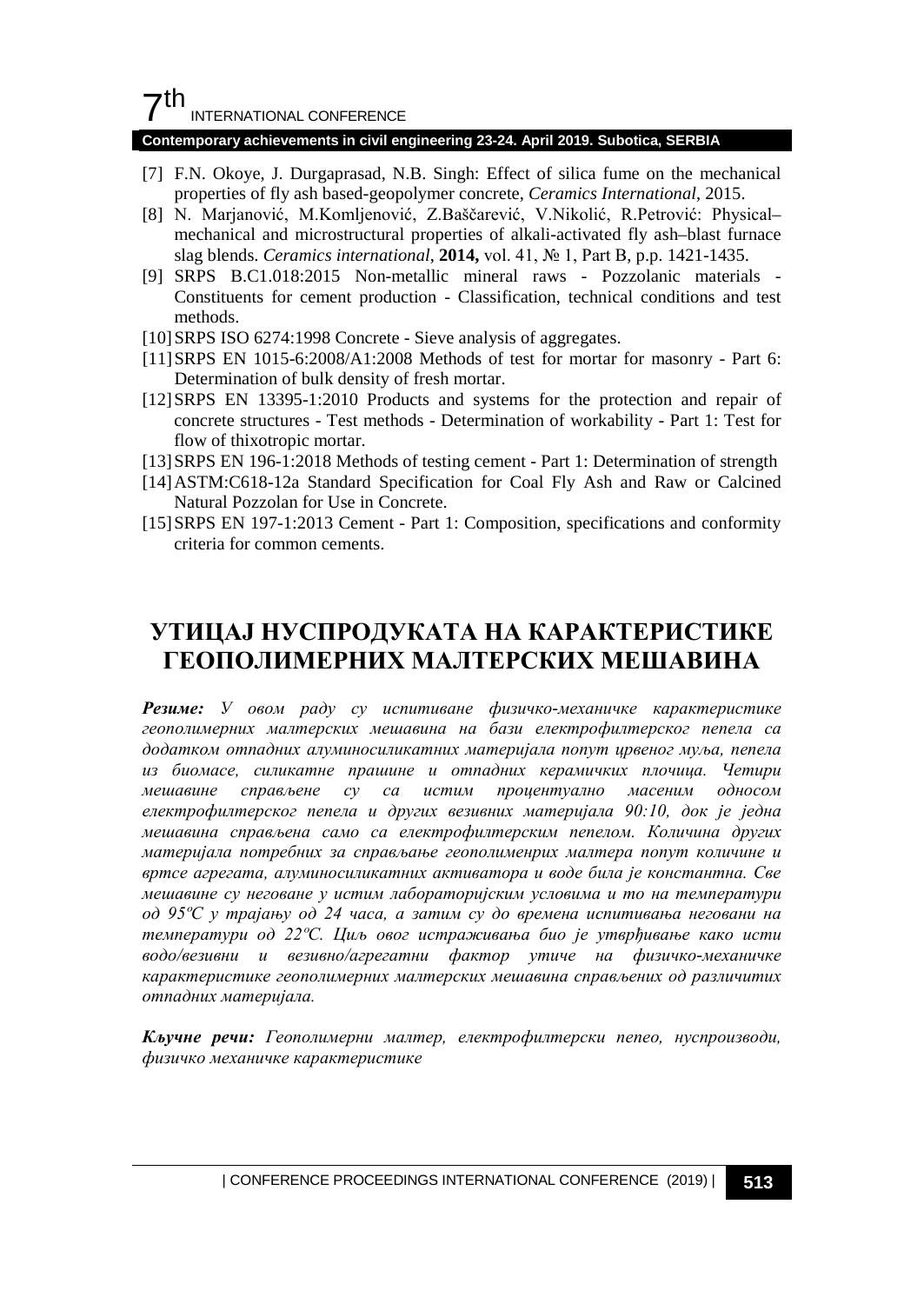[7] F.N. Okoye, J. Durgaprasad, N.B. Singh: Effect of silica fume on the mechanical properties of fly ash based-geopolymer concrete, *Ceramics International*, 2015.

[8] N. Marjanović, M.Komljenović, Z.Baščarević, V.Nikolić, R.Petrović: Physical–mechanical and microstructural properties of alkali-activated fly ash–blast furnace slag blends. *Ceramics international*, **2014,** vol. 41, № 1, Part B, p.p. 1421-1435.

[9] SRPS B.C1.018:2015 Non-metallic mineral raws - Pozzolanic materials - Constituents for cement production - Classification, technical conditions and test methods.

[10] SRPS ISO 6274:1998 Concrete - Sieve analysis of aggregates.

[11] SRPS EN 1015-6:2008/A1:2008 Methods of test for mortar for masonry - Part 6: Determination of bulk density of fresh mortar.

[12] SRPS EN 13395-1:2010 Products and systems for the protection and repair of concrete structures - Test methods - Determination of workability - Part 1: Test for flow of thixotropic mortar.

[13] SRPS EN 196-1:2018 Methods of testing cement - Part 1: Determination of strength

[14] ASTM:C618-12a Standard Specification for Coal Fly Ash and Raw or Calcined Natural Pozzolan for Use in Concrete.

[15] SRPS EN 197-1:2013 Cement - Part 1: Composition, specifications and conformity criteria for common cements.

# УТИЦАЈ НУСПРОДУКАТА НА КАРАКТЕРИСТИКЕ ГЕОПОЛИМЕРНИХ МАЛТЕРСКИХ МЕШАВИНА

***Резиме:*** *У овом раду су испитиване физичко-механичке карактеристике геополимерних малтерских мешавина на бази електрофилтерског пепела са додатком отпадних алуминосиликатних материјала попут црвеног мућа, пепела из биомасе, силикатне прашине и отпадних керамичких плочица. Четири мешавине справљене су са истим процентуално масеним односом електрофилтерског пепела и других везивних материјала 90:10, док је једна мешавина справљена само са електрофилтерским пепелом. Количина других материјала потребних за справљање геополименрих малтера попут количине и вртсе агрегата, алуминосиликатних активатора и воде била је константна. Све мешавине су неговане у истим лабораторијским условима и то на температури од 95ºC у трајању од 24 часа, а затим су до времена испитивања неговани на температури од 22ºC. Циљ овог истраживања био је утврђивање како исти водо/везивни и везивно/агрегатни фактор утиче на физичко-механичке карактеристике геополимерних малтерских мешавина справљених од различитих отпадних материјала.*

***Кључне речи:*** *Геополимерни малтер, електрофилтерски пепео, нуспроизводи, физичко механичке карактеристике*